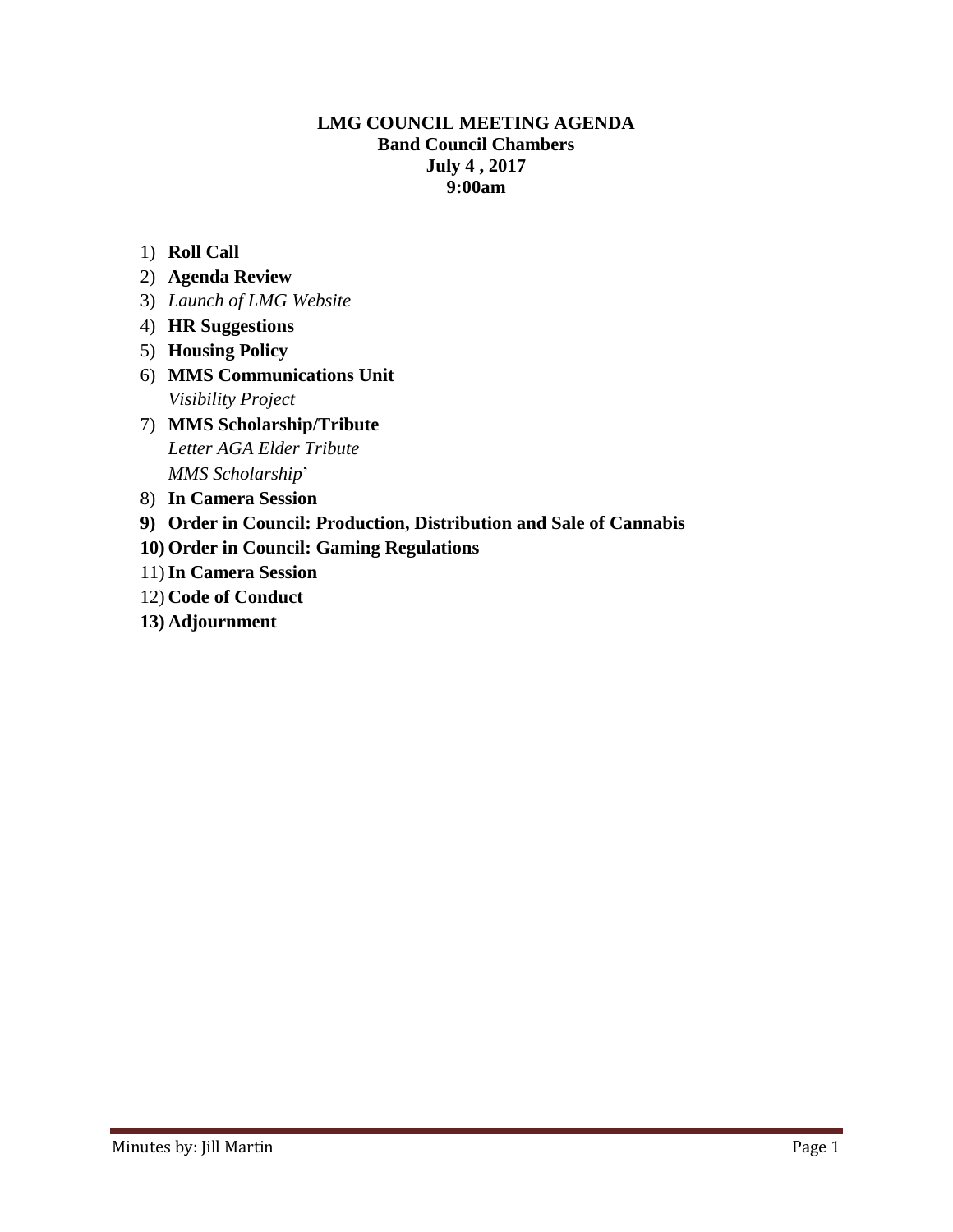**LMG COUNCIL MEETING AGENDA**
**Band Council Chambers**
**July 4 , 2017**
**9:00am**

1) **Roll Call**
2) **Agenda Review**
3) *Launch of LMG Website*
4) **HR Suggestions**
5) **Housing Policy**
6) **MMS Communications Unit**
   *Visibility Project*
7) **MMS Scholarship/Tribute**
   *Letter AGA Elder Tribute*
   *MMS Scholarship*'
8) **In Camera Session**
9) **Order in Council: Production, Distribution and Sale of Cannabis**
10) **Order in Council: Gaming Regulations**
11) **In Camera Session**
12) **Code of Conduct**
13) **Adjournment**

Minutes by: Jill Martin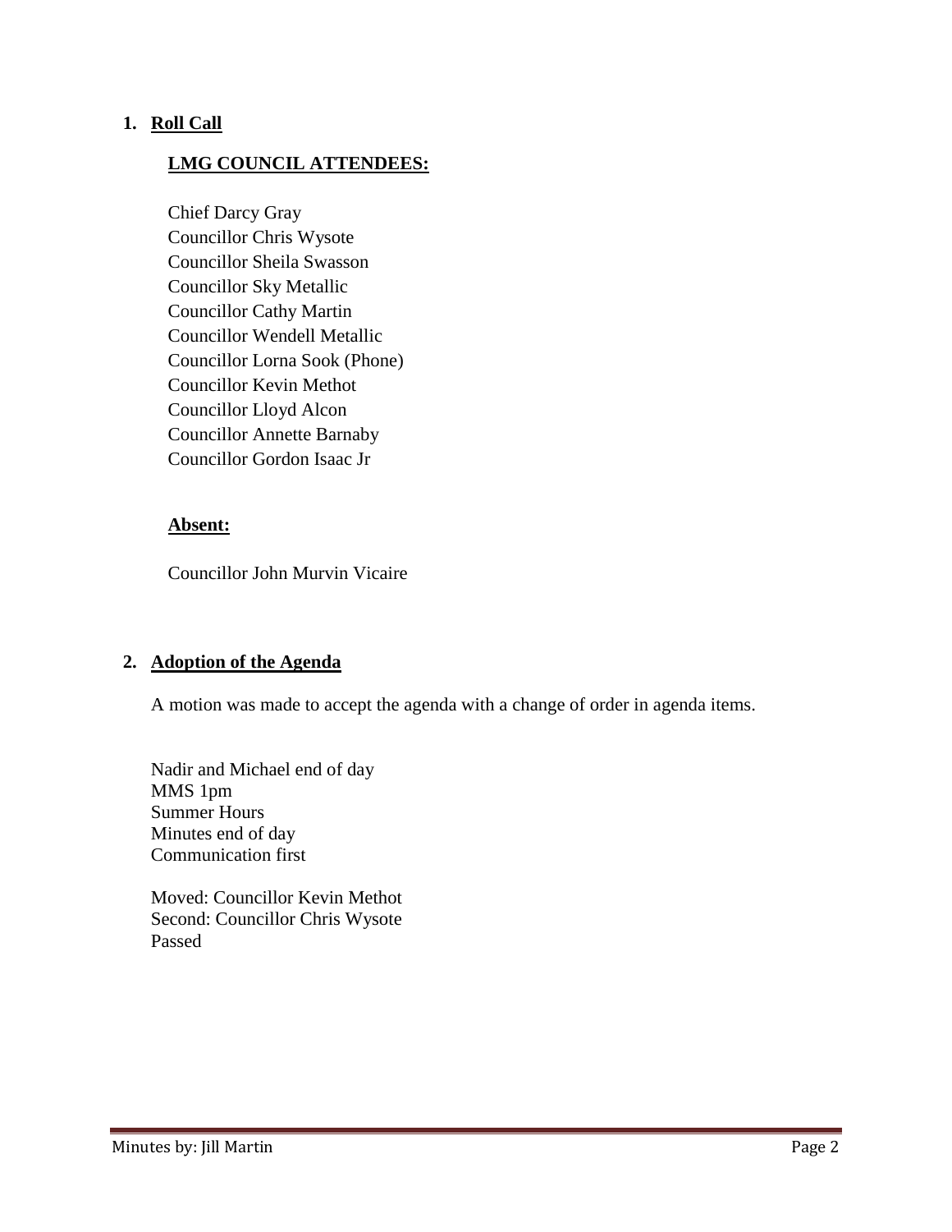## 1. Roll Call

### LMG COUNCIL ATTENDEES:

Chief Darcy Gray
Councillor Chris Wysote
Councillor Sheila Swasson
Councillor Sky Metallic
Councillor Cathy Martin
Councillor Wendell Metallic
Councillor Lorna Sook (Phone)
Councillor Kevin Methot
Councillor Lloyd Alcon
Councillor Annette Barnaby
Councillor Gordon Isaac Jr

### Absent:

Councillor John Murvin Vicaire

## 2. Adoption of the Agenda

A motion was made to accept the agenda with a change of order in agenda items.

Nadir and Michael end of day
MMS 1pm
Summer Hours
Minutes end of day
Communication first

Moved: Councillor Kevin Methot
Second: Councillor Chris Wysote
Passed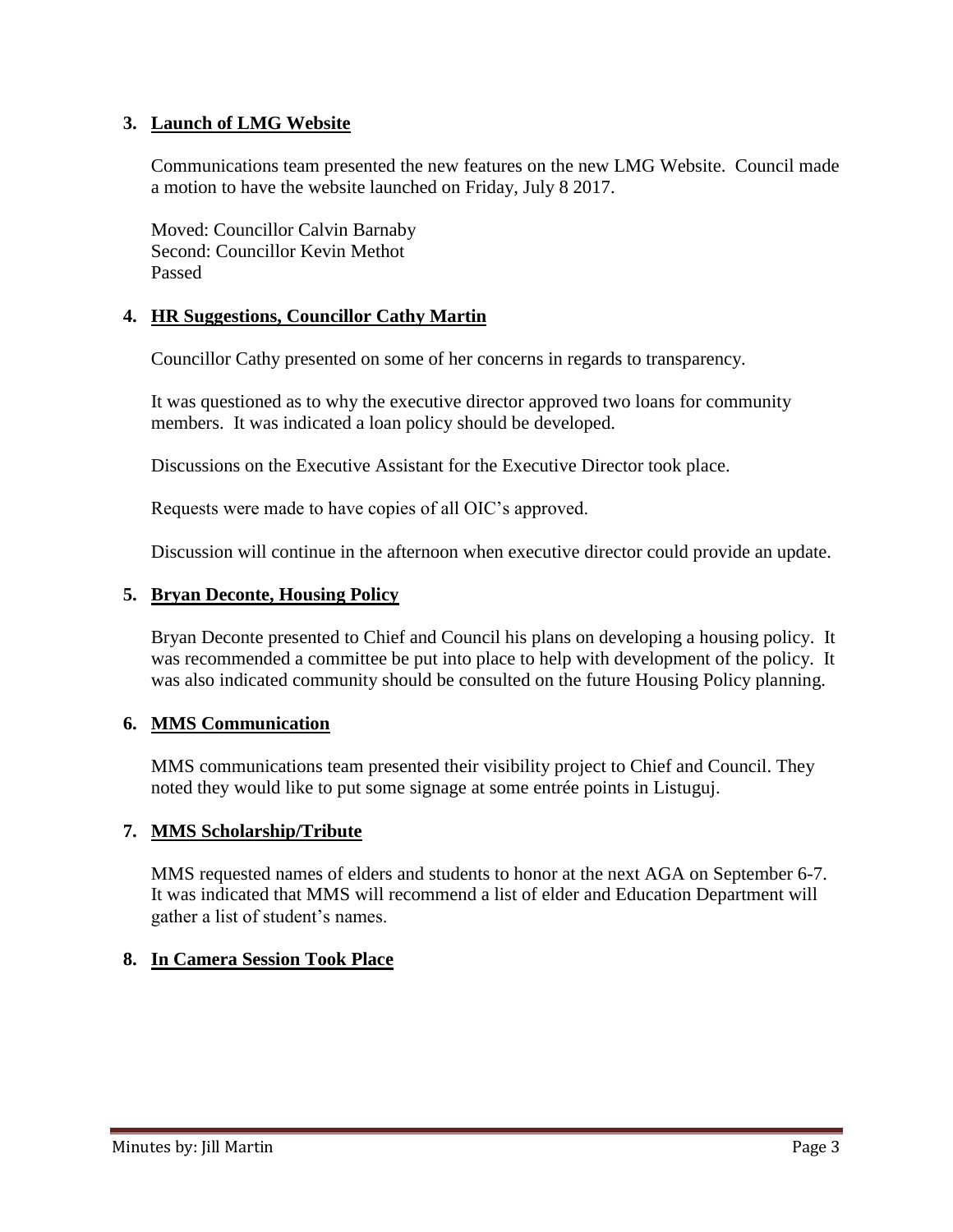### 3. Launch of LMG Website

Communications team presented the new features on the new LMG Website. Council made a motion to have the website launched on Friday, July 8 2017.

Moved: Councillor Calvin Barnaby
Second: Councillor Kevin Methot
Passed

### 4. HR Suggestions, Councillor Cathy Martin

Councillor Cathy presented on some of her concerns in regards to transparency.

It was questioned as to why the executive director approved two loans for community members. It was indicated a loan policy should be developed.

Discussions on the Executive Assistant for the Executive Director took place.

Requests were made to have copies of all OIC's approved.

Discussion will continue in the afternoon when executive director could provide an update.

### 5. Bryan Deconte, Housing Policy

Bryan Deconte presented to Chief and Council his plans on developing a housing policy. It was recommended a committee be put into place to help with development of the policy. It was also indicated community should be consulted on the future Housing Policy planning.

### 6. MMS Communication

MMS communications team presented their visibility project to Chief and Council. They noted they would like to put some signage at some entrée points in Listuguj.

### 7. MMS Scholarship/Tribute

MMS requested names of elders and students to honor at the next AGA on September 6-7. It was indicated that MMS will recommend a list of elder and Education Department will gather a list of student's names.

### 8. In Camera Session Took Place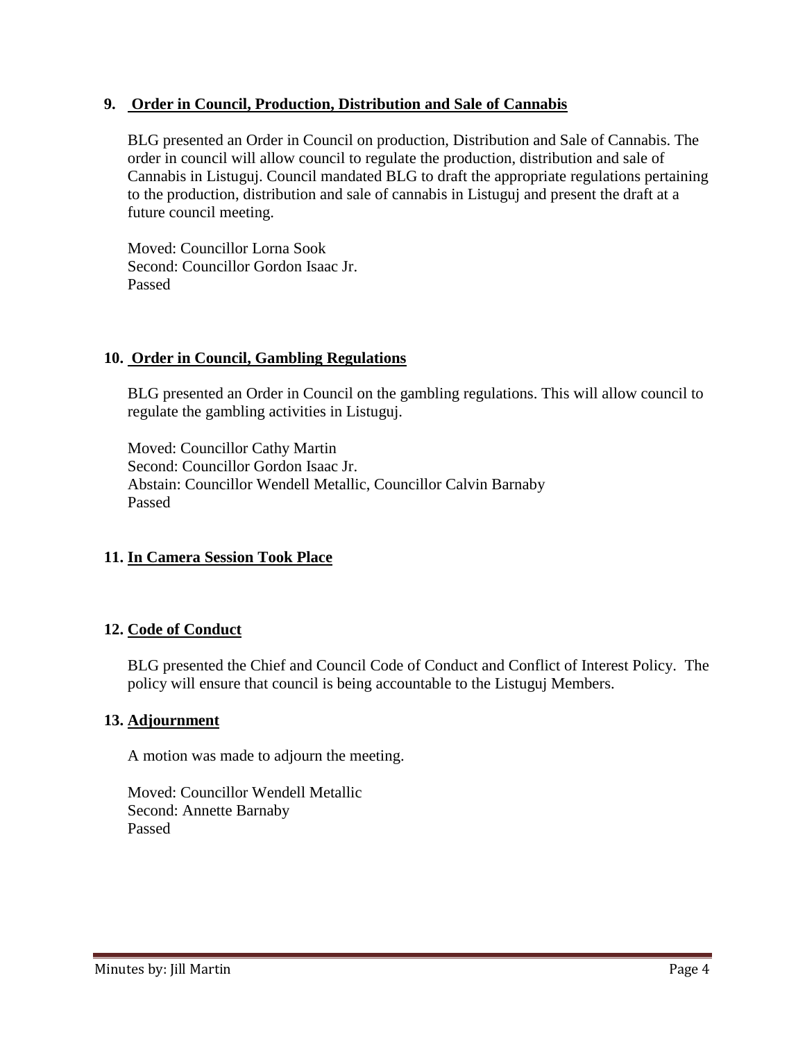## 9. Order in Council, Production, Distribution and Sale of Cannabis

BLG presented an Order in Council on production, Distribution and Sale of Cannabis. The order in council will allow council to regulate the production, distribution and sale of Cannabis in Listuguj. Council mandated BLG to draft the appropriate regulations pertaining to the production, distribution and sale of cannabis in Listuguj and present the draft at a future council meeting.

Moved: Councillor Lorna Sook
Second: Councillor Gordon Isaac Jr.
Passed

## 10. Order in Council, Gambling Regulations

BLG presented an Order in Council on the gambling regulations. This will allow council to regulate the gambling activities in Listuguj.

Moved: Councillor Cathy Martin
Second: Councillor Gordon Isaac Jr.
Abstain: Councillor Wendell Metallic, Councillor Calvin Barnaby
Passed

## 11. In Camera Session Took Place

## 12. Code of Conduct

BLG presented the Chief and Council Code of Conduct and Conflict of Interest Policy. The policy will ensure that council is being accountable to the Listuguj Members.

## 13. Adjournment

A motion was made to adjourn the meeting.

Moved: Councillor Wendell Metallic
Second: Annette Barnaby
Passed

Minutes by: Jill Martin